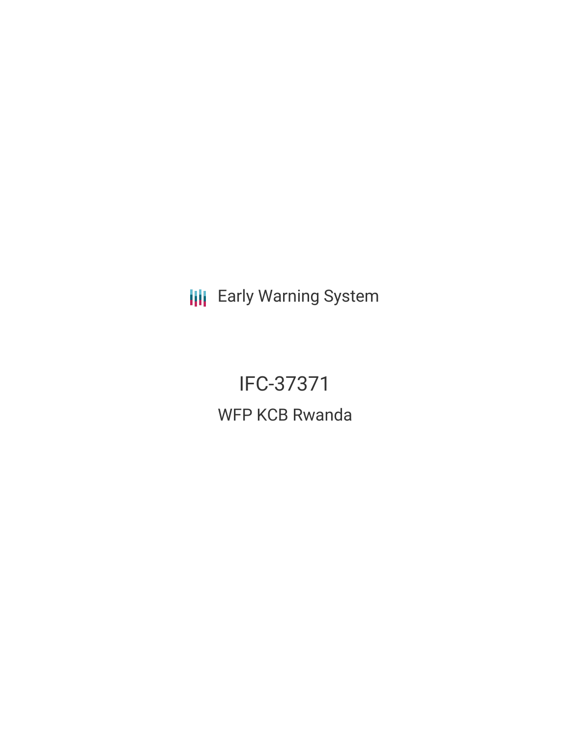Early Warning System

# IFC-37371

## WFP KCB Rwanda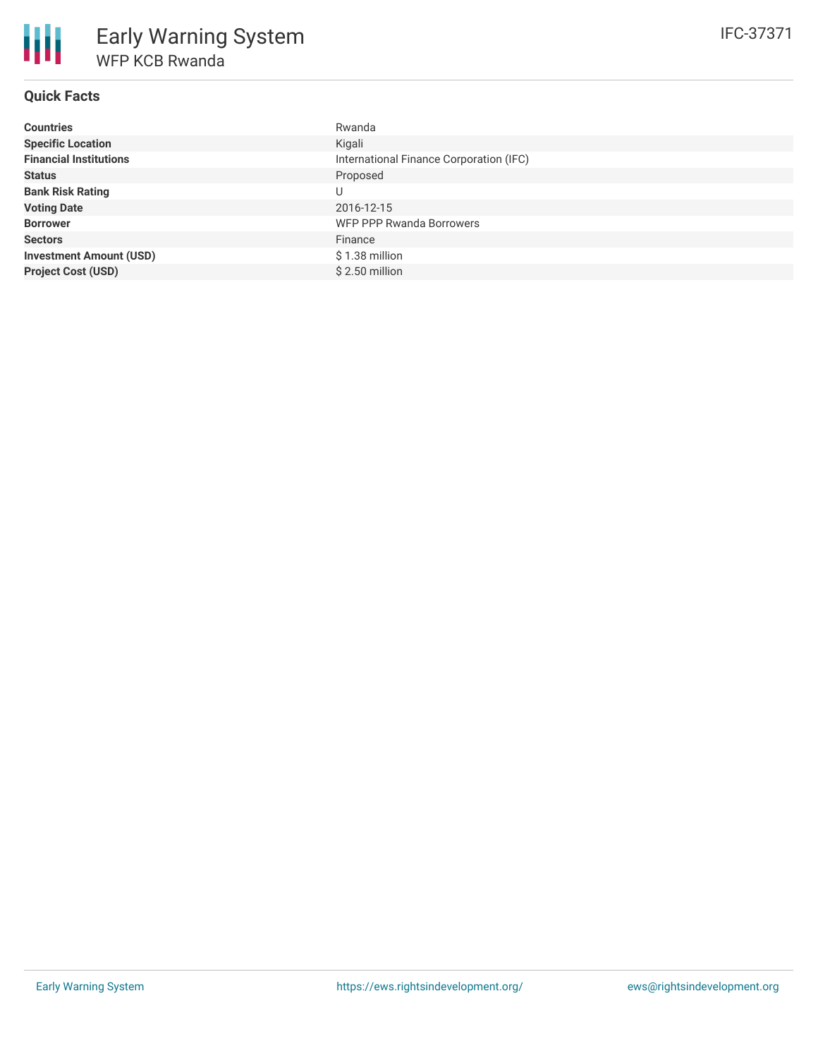# Early Warning System

## WFP KCB Rwanda

IFC-37371

### Quick Facts

| | |
|---|---|
| **Countries** | Rwanda |
| **Specific Location** | Kigali |
| **Financial Institutions** | International Finance Corporation (IFC) |
| **Status** | Proposed |
| **Bank Risk Rating** | U |
| **Voting Date** | 2016-12-15 |
| **Borrower** | WFP PPP Rwanda Borrowers |
| **Sectors** | Finance |
| **Investment Amount (USD)** | $ 1.38 million |
| **Project Cost (USD)** | $ 2.50 million |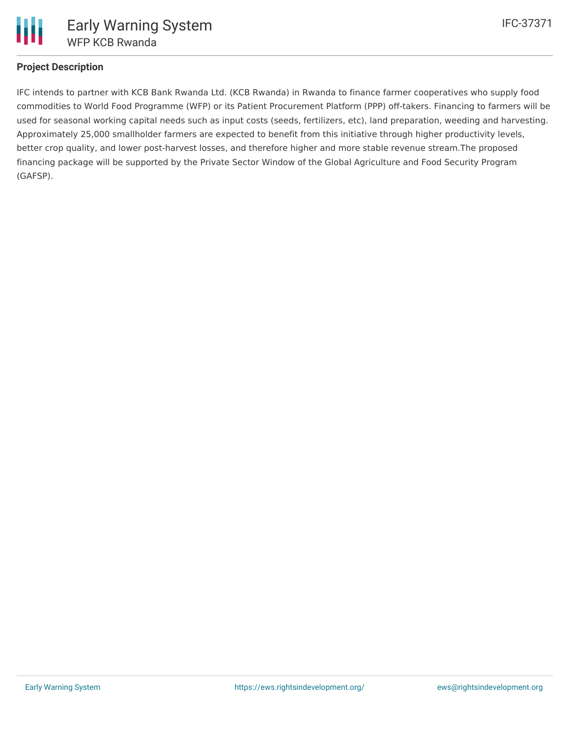## Project Description

IFC intends to partner with KCB Bank Rwanda Ltd. (KCB Rwanda) in Rwanda to finance farmer cooperatives who supply food commodities to World Food Programme (WFP) or its Patient Procurement Platform (PPP) off-takers. Financing to farmers will be used for seasonal working capital needs such as input costs (seeds, fertilizers, etc), land preparation, weeding and harvesting. Approximately 25,000 smallholder farmers are expected to benefit from this initiative through higher productivity levels, better crop quality, and lower post-harvest losses, and therefore higher and more stable revenue stream.The proposed financing package will be supported by the Private Sector Window of the Global Agriculture and Food Security Program (GAFSP).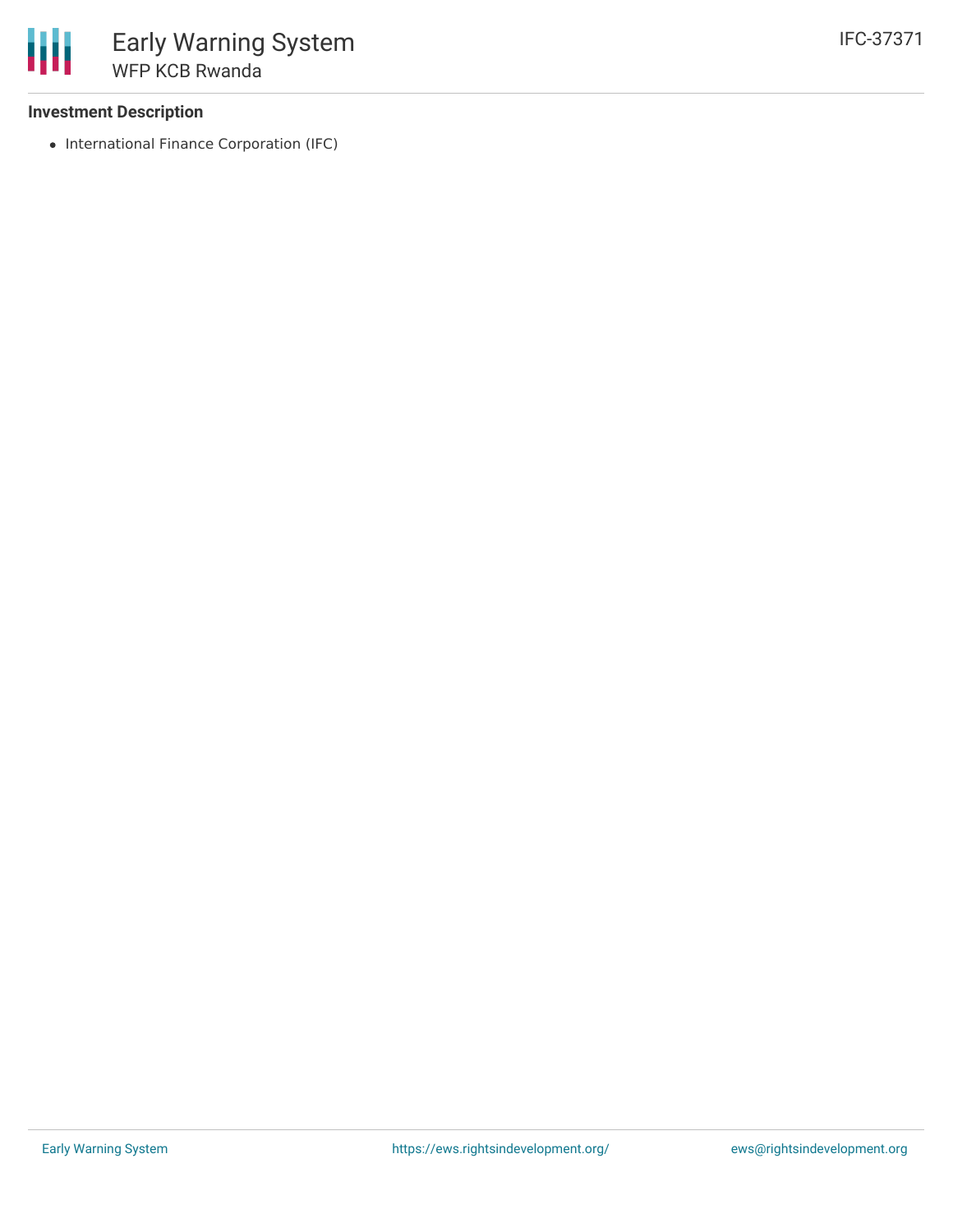**Investment Description**

- International Finance Corporation (IFC)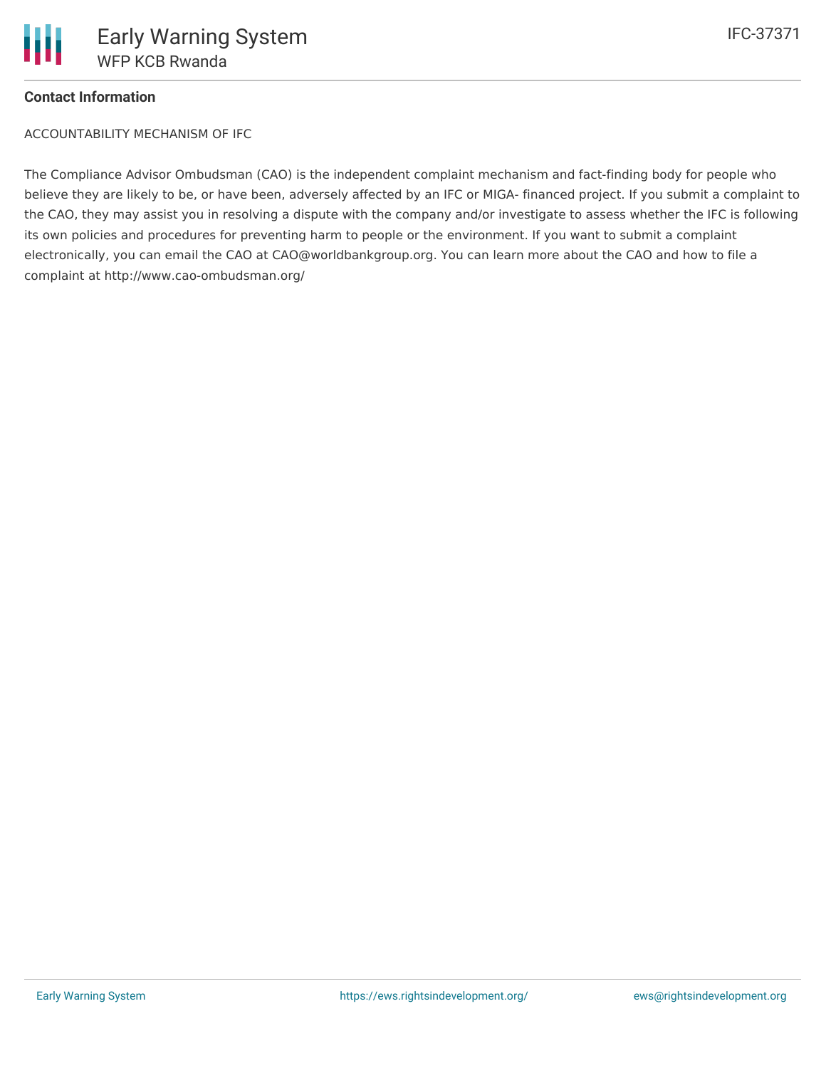**Contact Information**

ACCOUNTABILITY MECHANISM OF IFC

The Compliance Advisor Ombudsman (CAO) is the independent complaint mechanism and fact-finding body for people who believe they are likely to be, or have been, adversely affected by an IFC or MIGA- financed project. If you submit a complaint to the CAO, they may assist you in resolving a dispute with the company and/or investigate to assess whether the IFC is following its own policies and procedures for preventing harm to people or the environment. If you want to submit a complaint electronically, you can email the CAO at CAO@worldbankgroup.org. You can learn more about the CAO and how to file a complaint at http://www.cao-ombudsman.org/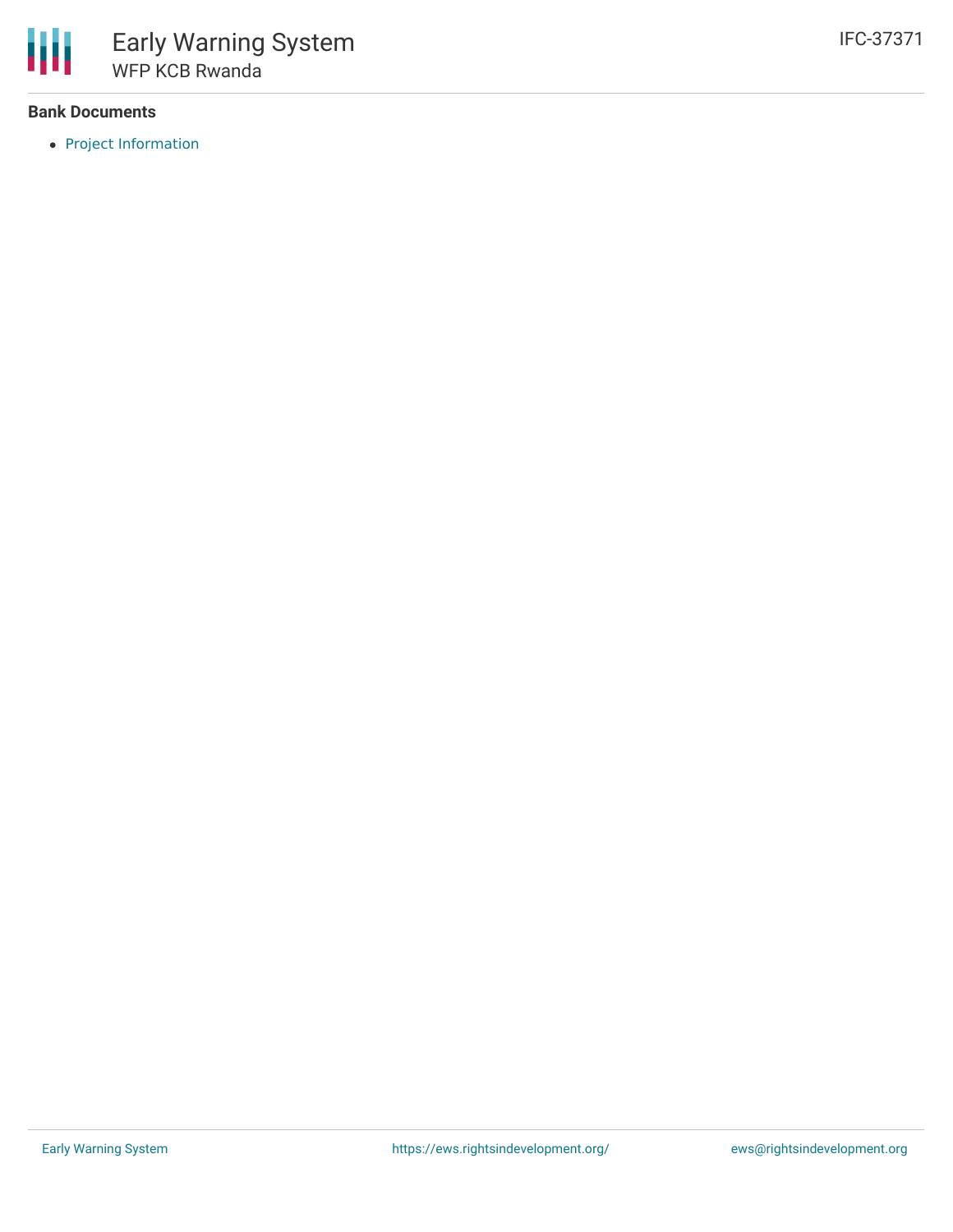**Bank Documents**

- Project Information